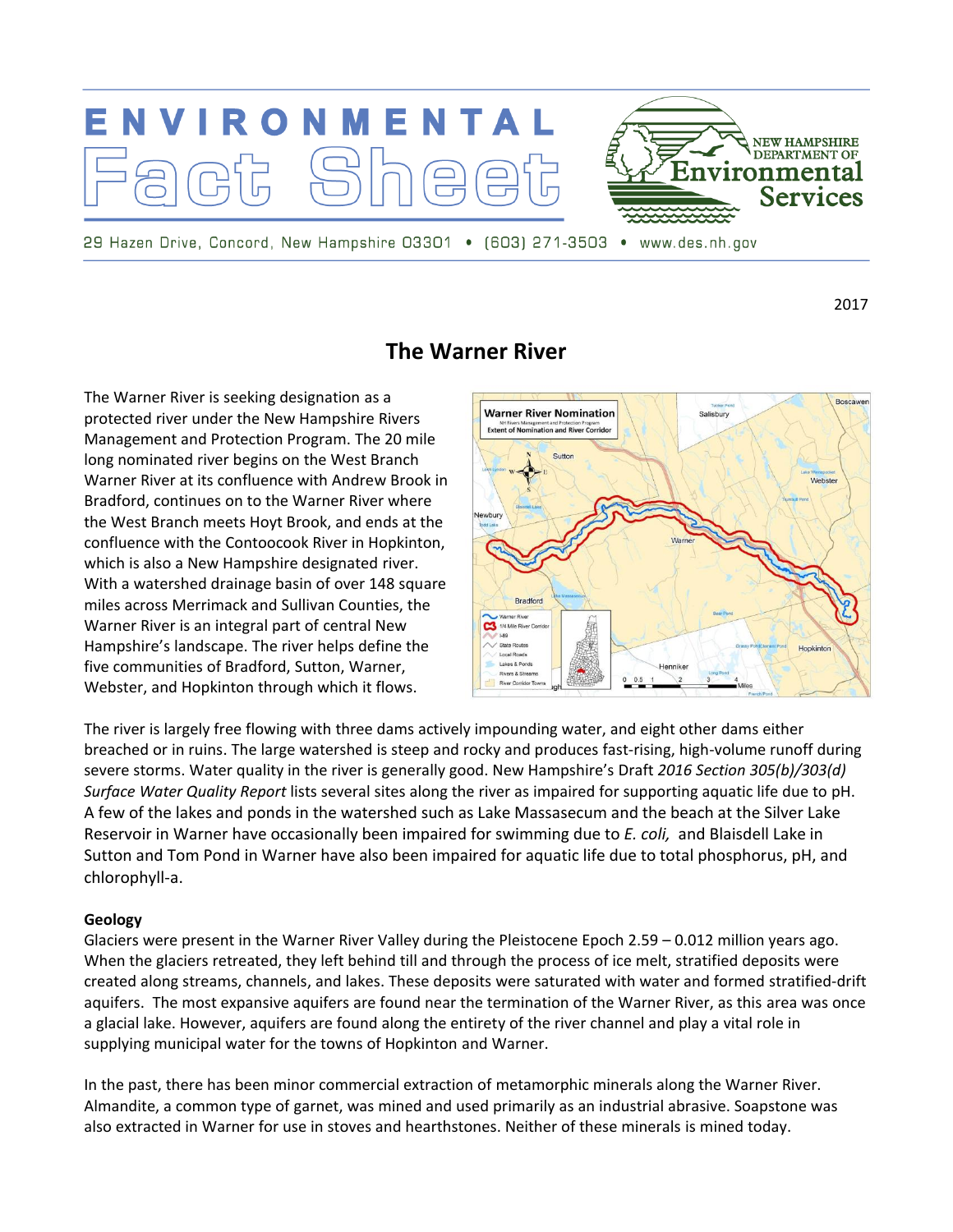# ENVIRONMENTAL Fact Sheet

NEW HAMPSHIRE DEPARTMENT OF Environmental Services

29 Hazen Drive, Concord, New Hampshire 03301 • (603) 271-3503 • www.des.nh.gov

2017

## The Warner River

The Warner River is seeking designation as a protected river under the New Hampshire Rivers Management and Protection Program. The 20 mile long nominated river begins on the West Branch Warner River at its confluence with Andrew Brook in Bradford, continues on to the Warner River where the West Branch meets Hoyt Brook, and ends at the confluence with the Contoocook River in Hopkinton, which is also a New Hampshire designated river. With a watershed drainage basin of over 148 square miles across Merrimack and Sullivan Counties, the Warner River is an integral part of central New Hampshire's landscape. The river helps define the five communities of Bradford, Sutton, Warner, Webster, and Hopkinton through which it flows.

The river is largely free flowing with three dams actively impounding water, and eight other dams either breached or in ruins. The large watershed is steep and rocky and produces fast-rising, high-volume runoff during severe storms. Water quality in the river is generally good. New Hampshire's Draft *2016 Section 305(b)/303(d) Surface Water Quality Report* lists several sites along the river as impaired for supporting aquatic life due to pH. A few of the lakes and ponds in the watershed such as Lake Massasecum and the beach at the Silver Lake Reservoir in Warner have occasionally been impaired for swimming due to *E. coli,* and Blaisdell Lake in Sutton and Tom Pond in Warner have also been impaired for aquatic life due to total phosphorus, pH, and chlorophyll-a.

### Geology

Glaciers were present in the Warner River Valley during the Pleistocene Epoch 2.59 – 0.012 million years ago. When the glaciers retreated, they left behind till and through the process of ice melt, stratified deposits were created along streams, channels, and lakes. These deposits were saturated with water and formed stratified-drift aquifers. The most expansive aquifers are found near the termination of the Warner River, as this area was once a glacial lake. However, aquifers are found along the entirety of the river channel and play a vital role in supplying municipal water for the towns of Hopkinton and Warner.

In the past, there has been minor commercial extraction of metamorphic minerals along the Warner River. Almandite, a common type of garnet, was mined and used primarily as an industrial abrasive. Soapstone was also extracted in Warner for use in stoves and hearthstones. Neither of these minerals is mined today.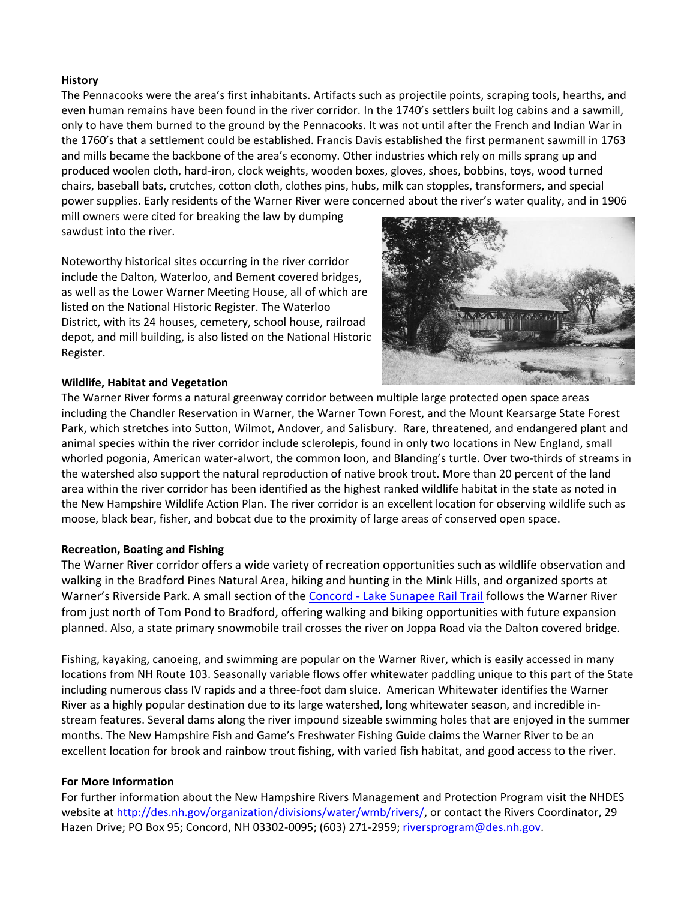**History**

The Pennacooks were the area's first inhabitants. Artifacts such as projectile points, scraping tools, hearths, and even human remains have been found in the river corridor. In the 1740's settlers built log cabins and a sawmill, only to have them burned to the ground by the Pennacooks. It was not until after the French and Indian War in the 1760's that a settlement could be established. Francis Davis established the first permanent sawmill in 1763 and mills became the backbone of the area's economy. Other industries which rely on mills sprang up and produced woolen cloth, hard-iron, clock weights, wooden boxes, gloves, shoes, bobbins, toys, wood turned chairs, baseball bats, crutches, cotton cloth, clothes pins, hubs, milk can stopples, transformers, and special power supplies. Early residents of the Warner River were concerned about the river's water quality, and in 1906 mill owners were cited for breaking the law by dumping sawdust into the river.

Noteworthy historical sites occurring in the river corridor include the Dalton, Waterloo, and Bement covered bridges, as well as the Lower Warner Meeting House, all of which are listed on the National Historic Register. The Waterloo District, with its 24 houses, cemetery, school house, railroad depot, and mill building, is also listed on the National Historic Register.

**Wildlife, Habitat and Vegetation**

The Warner River forms a natural greenway corridor between multiple large protected open space areas including the Chandler Reservation in Warner, the Warner Town Forest, and the Mount Kearsarge State Forest Park, which stretches into Sutton, Wilmot, Andover, and Salisbury. Rare, threatened, and endangered plant and animal species within the river corridor include sclerolepis, found in only two locations in New England, small whorled pogonia, American water-alwort, the common loon, and Blanding's turtle. Over two-thirds of streams in the watershed also support the natural reproduction of native brook trout. More than 20 percent of the land area within the river corridor has been identified as the highest ranked wildlife habitat in the state as noted in the New Hampshire Wildlife Action Plan. The river corridor is an excellent location for observing wildlife such as moose, black bear, fisher, and bobcat due to the proximity of large areas of conserved open space.

**Recreation, Boating and Fishing**

The Warner River corridor offers a wide variety of recreation opportunities such as wildlife observation and walking in the Bradford Pines Natural Area, hiking and hunting in the Mink Hills, and organized sports at Warner's Riverside Park. A small section of the Concord - Lake Sunapee Rail Trail follows the Warner River from just north of Tom Pond to Bradford, offering walking and biking opportunities with future expansion planned. Also, a state primary snowmobile trail crosses the river on Joppa Road via the Dalton covered bridge.

Fishing, kayaking, canoeing, and swimming are popular on the Warner River, which is easily accessed in many locations from NH Route 103. Seasonally variable flows offer whitewater paddling unique to this part of the State including numerous class IV rapids and a three-foot dam sluice. American Whitewater identifies the Warner River as a highly popular destination due to its large watershed, long whitewater season, and incredible in-stream features. Several dams along the river impound sizeable swimming holes that are enjoyed in the summer months. The New Hampshire Fish and Game's Freshwater Fishing Guide claims the Warner River to be an excellent location for brook and rainbow trout fishing, with varied fish habitat, and good access to the river.

**For More Information**

For further information about the New Hampshire Rivers Management and Protection Program visit the NHDES website at http://des.nh.gov/organization/divisions/water/wmb/rivers/, or contact the Rivers Coordinator, 29 Hazen Drive; PO Box 95; Concord, NH 03302-0095; (603) 271-2959; riversprogram@des.nh.gov.